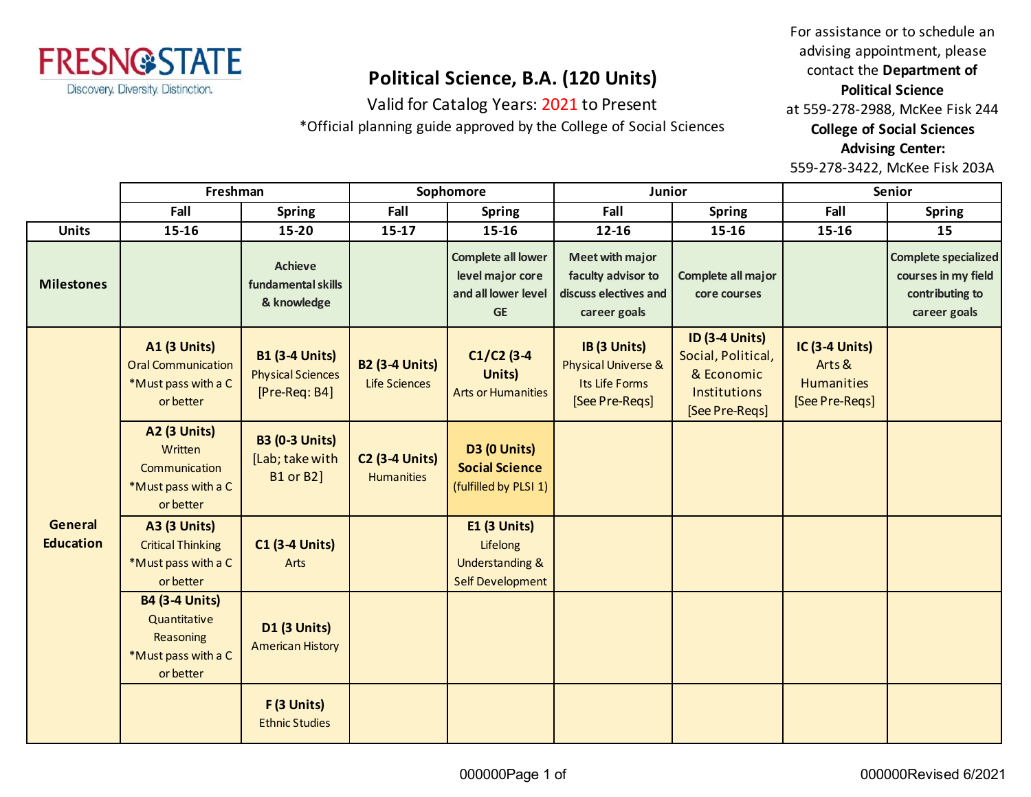FRESNO STATE
Discovery. Diversity. Distinction.

# Political Science, B.A. (120 Units)

Valid for Catalog Years: 2021 to Present

*Official planning guide approved by the College of Social Sciences

For assistance or to schedule an advising appointment, please contact the **Department of Political Science** at 559-278-2988, McKee Fisk 244
**College of Social Sciences Advising Center:** 559-278-3422, McKee Fisk 203A

| | Freshman | | Sophomore | | Junior | | Senior | |
|---|---|---|---|---|---|---|---|---|
| | Fall | Spring | Fall | Spring | Fall | Spring | Fall | Spring |
| **Units** | **15-16** | **15-20** | **15-17** | **15-16** | **12-16** | **15-16** | **15-16** | **15** |
| **Milestones** | | Achieve fundamental skills & knowledge | | Complete all lower level major core and all lower level GE | Meet with major faculty advisor to discuss electives and career goals | Complete all major core courses | | Complete specialized courses in my field contributing to career goals |
| **General Education** | **A1 (3 Units)** Oral Communication *Must pass with a C or better | **B1 (3-4 Units)** Physical Sciences [Pre-Req: B4] | **B2 (3-4 Units)** Life Sciences | **C1/C2 (3-4 Units)** Arts or Humanities | **IB (3 Units)** Physical Universe & Its Life Forms [See Pre-Reqs] | **ID (3-4 Units)** Social, Political, & Economic Institutions [See Pre-Reqs] | **IC (3-4 Units)** Arts & Humanities [See Pre-Reqs] | |
| | **A2 (3 Units)** Written Communication *Must pass with a C or better | **B3 (0-3 Units)** [Lab; take with B1 or B2] | **C2 (3-4 Units)** Humanities | **D3 (0 Units) Social Science** (fulfilled by PLSI 1) | | | | |
| | **A3 (3 Units)** Critical Thinking *Must pass with a C or better | **C1 (3-4 Units)** Arts | | **E1 (3 Units)** Lifelong Understanding & Self Development | | | | |
| | **B4 (3-4 Units)** Quantitative Reasoning *Must pass with a C or better | **D1 (3 Units)** American History | | | | | | |
| | | **F (3 Units)** Ethnic Studies | | | | | | |

000000Revised 6/2021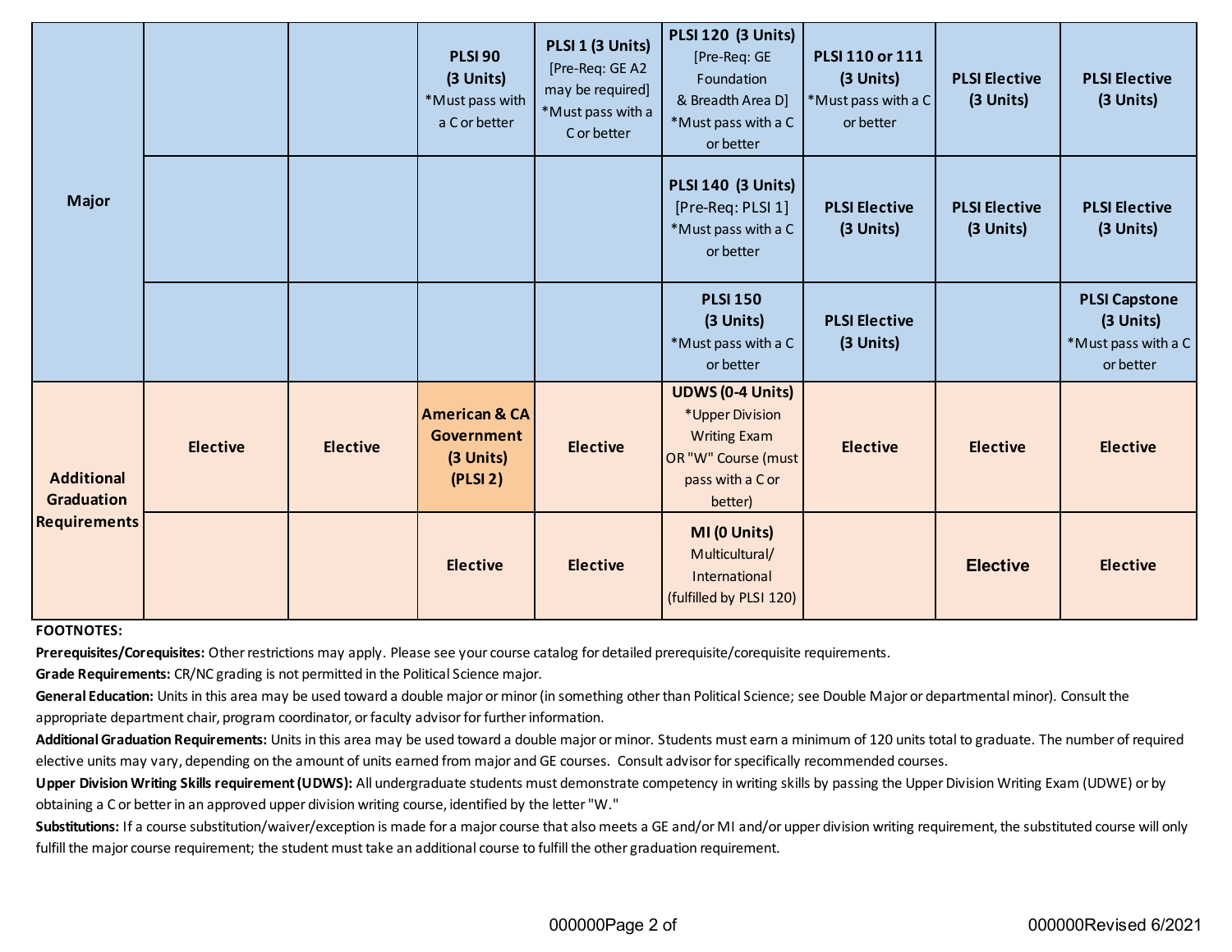| | | | | | | | | |
|---|---|---|---|---|---|---|---|---|
| **Major** | | | **PLSI 90 (3 Units)** *Must pass with a C or better | **PLSI 1 (3 Units)** [Pre-Req: GE A2 may be required] *Must pass with a C or better | **PLSI 120 (3 Units)** [Pre-Req: GE Foundation & Breadth Area D] *Must pass with a C or better | **PLSI 110 or 111 (3 Units)** *Must pass with a C or better | **PLSI Elective (3 Units)** | **PLSI Elective (3 Units)** |
| | | | | | **PLSI 140 (3 Units)** [Pre-Req: PLSI 1] *Must pass with a C or better | **PLSI Elective (3 Units)** | **PLSI Elective (3 Units)** | **PLSI Elective (3 Units)** |
| | | | | | **PLSI 150 (3 Units)** *Must pass with a C or better | **PLSI Elective (3 Units)** | | **PLSI Capstone (3 Units)** *Must pass with a C or better |
| **Additional Graduation Requirements** | **Elective** | **Elective** | **American & CA Government (3 Units) (PLSI 2)** | **Elective** | **UDWS (0-4 Units)** *Upper Division Writing Exam OR "W" Course (must pass with a C or better) | **Elective** | **Elective** | **Elective** |
| | | | **Elective** | **Elective** | **MI (0 Units)** Multicultural/ International (fulfilled by PLSI 120) | | **Elective** | **Elective** |

**FOOTNOTES:**

**Prerequisites/Corequisites:** Other restrictions may apply. Please see your course catalog for detailed prerequisite/corequisite requirements.

**Grade Requirements:** CR/NC grading is not permitted in the Political Science major.

**General Education:** Units in this area may be used toward a double major or minor (in something other than Political Science; see Double Major or departmental minor). Consult the appropriate department chair, program coordinator, or faculty advisor for further information.

**Additional Graduation Requirements:** Units in this area may be used toward a double major or minor. Students must earn a minimum of 120 units total to graduate. The number of required elective units may vary, depending on the amount of units earned from major and GE courses. Consult advisor for specifically recommended courses.

**Upper Division Writing Skills requirement (UDWS):** All undergraduate students must demonstrate competency in writing skills by passing the Upper Division Writing Exam (UDWE) or by obtaining a C or better in an approved upper division writing course, identified by the letter "W."

**Substitutions:** If a course substitution/waiver/exception is made for a major course that also meets a GE and/or MI and/or upper division writing requirement, the substituted course will only fulfill the major course requirement; the student must take an additional course to fulfill the other graduation requirement.